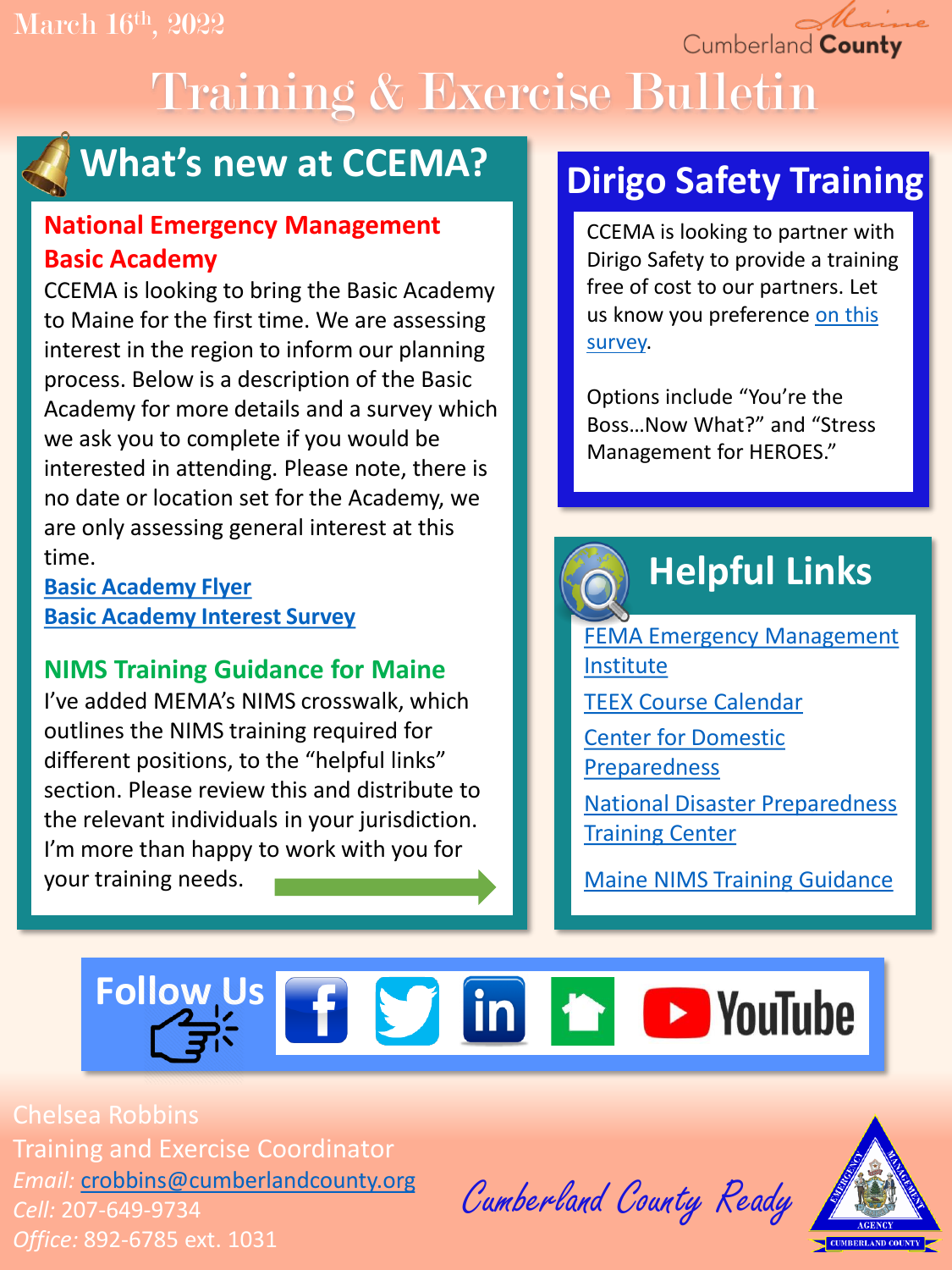March 16th, 2022

Cumberland County

# Training & Exercise Bulletin

## What's new at CCEMA?

### National Emergency Management Basic Academy

CCEMA is looking to bring the Basic Academy to Maine for the first time. We are assessing interest in the region to inform our planning process. Below is a description of the Basic Academy for more details and a survey which we ask you to complete if you would be interested in attending. Please note, there is no date or location set for the Academy, we are only assessing general interest at this time.

**Basic Academy Flyer**
**Basic Academy Interest Survey**

### NIMS Training Guidance for Maine

I've added MEMA's NIMS crosswalk, which outlines the NIMS training required for different positions, to the "helpful links" section. Please review this and distribute to the relevant individuals in your jurisdiction. I'm more than happy to work with you for your training needs.

## Dirigo Safety Training

CCEMA is looking to partner with Dirigo Safety to provide a training free of cost to our partners. Let us know you preference on this survey.

Options include "You're the Boss…Now What?" and "Stress Management for HEROES."

## Helpful Links

- FEMA Emergency Management Institute
- TEEX Course Calendar
- Center for Domestic Preparedness
- National Disaster Preparedness Training Center
- Maine NIMS Training Guidance

## Follow Us

Facebook | Twitter | LinkedIn | Nextdoor | YouTube

Chelsea Robbins
Training and Exercise Coordinator
*Email:* crobbins@cumberlandcounty.org
*Cell:* 207-649-9734
*Office:* 892-6785 ext. 1031

Cumberland County Ready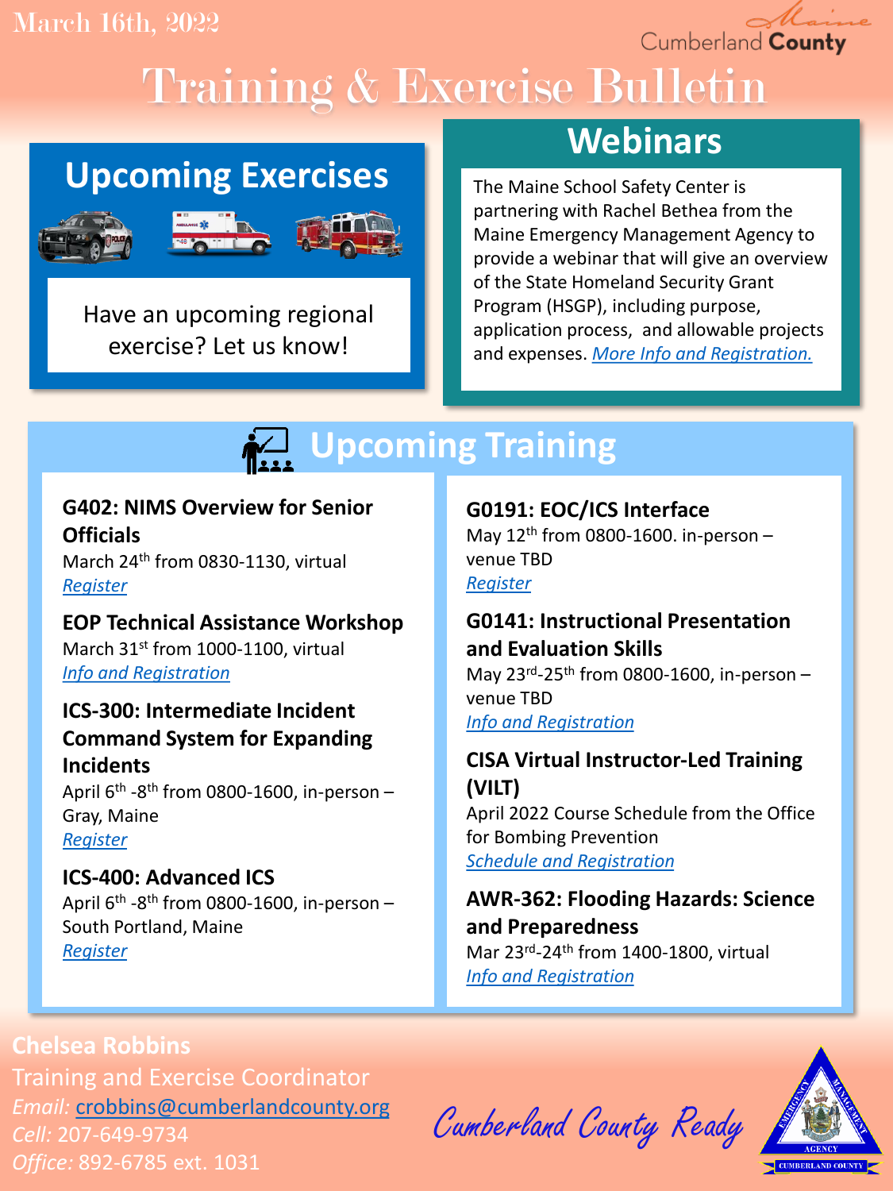March 16th, 2022

Cumberland County

# Training & Exercise Bulletin

## Upcoming Exercises

Have an upcoming regional exercise? Let us know!

## Webinars

The Maine School Safety Center is partnering with Rachel Bethea from the Maine Emergency Management Agency to provide a webinar that will give an overview of the State Homeland Security Grant Program (HSGP), including purpose, application process, and allowable projects and expenses. *More Info and Registration.*

## Upcoming Training

**G402: NIMS Overview for Senior Officials**
March 24th from 0830-1130, virtual
*Register*

**EOP Technical Assistance Workshop**
March 31st from 1000-1100, virtual
*Info and Registration*

**ICS-300: Intermediate Incident Command System for Expanding Incidents**
April 6th -8th from 0800-1600, in-person – Gray, Maine
*Register*

**ICS-400: Advanced ICS**
April 6th -8th from 0800-1600, in-person – South Portland, Maine
*Register*

**G0191: EOC/ICS Interface**
May 12th from 0800-1600. in-person – venue TBD
*Register*

**G0141: Instructional Presentation and Evaluation Skills**
May 23rd-25th from 0800-1600, in-person – venue TBD
*Info and Registration*

**CISA Virtual Instructor-Led Training (VILT)**
April 2022 Course Schedule from the Office for Bombing Prevention
*Schedule and Registration*

**AWR-362: Flooding Hazards: Science and Preparedness**
Mar 23rd-24th from 1400-1800, virtual
*Info and Registration*

**Chelsea Robbins**
Training and Exercise Coordinator
*Email:* crobbins@cumberlandcounty.org
*Cell:* 207-649-9734
*Office:* 892-6785 ext. 1031

Cumberland County Ready